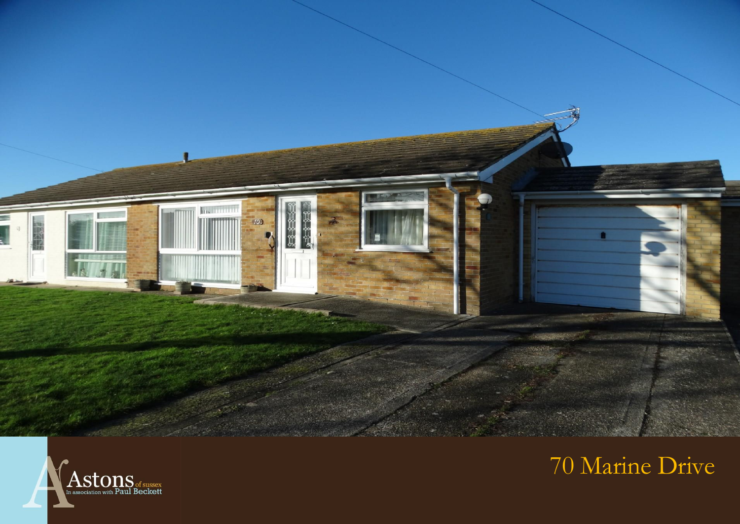Astons of sussex
In association with Paul Beckett

# 70 Marine Drive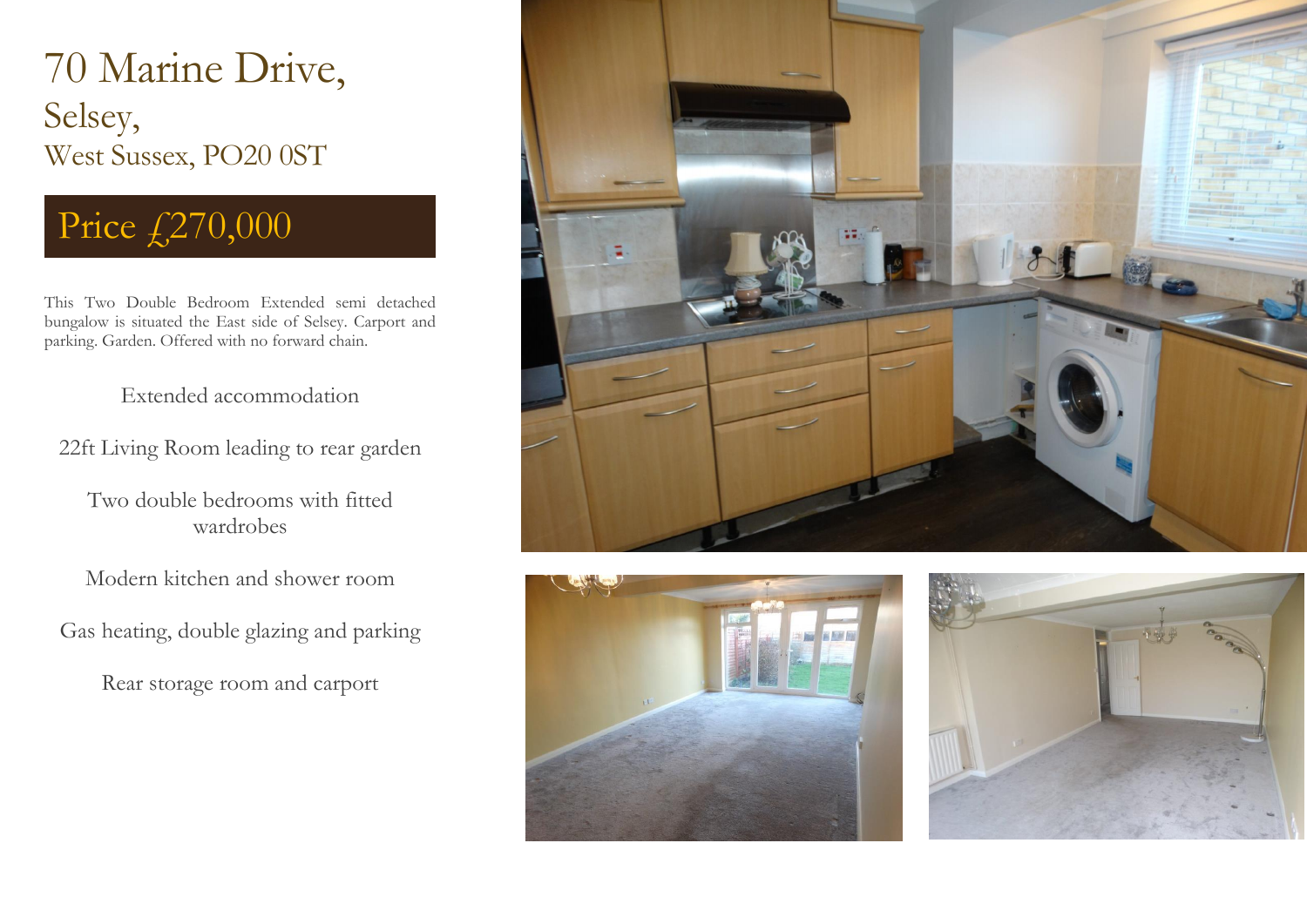# 70 Marine Drive,

## Selsey,

### West Sussex, PO20 0ST

**Price £270,000**

This Two Double Bedroom Extended semi detached bungalow is situated the East side of Selsey. Carport and parking. Garden. Offered with no forward chain.

Extended accommodation

22ft Living Room leading to rear garden

Two double bedrooms with fitted wardrobes

Modern kitchen and shower room

Gas heating, double glazing and parking

Rear storage room and carport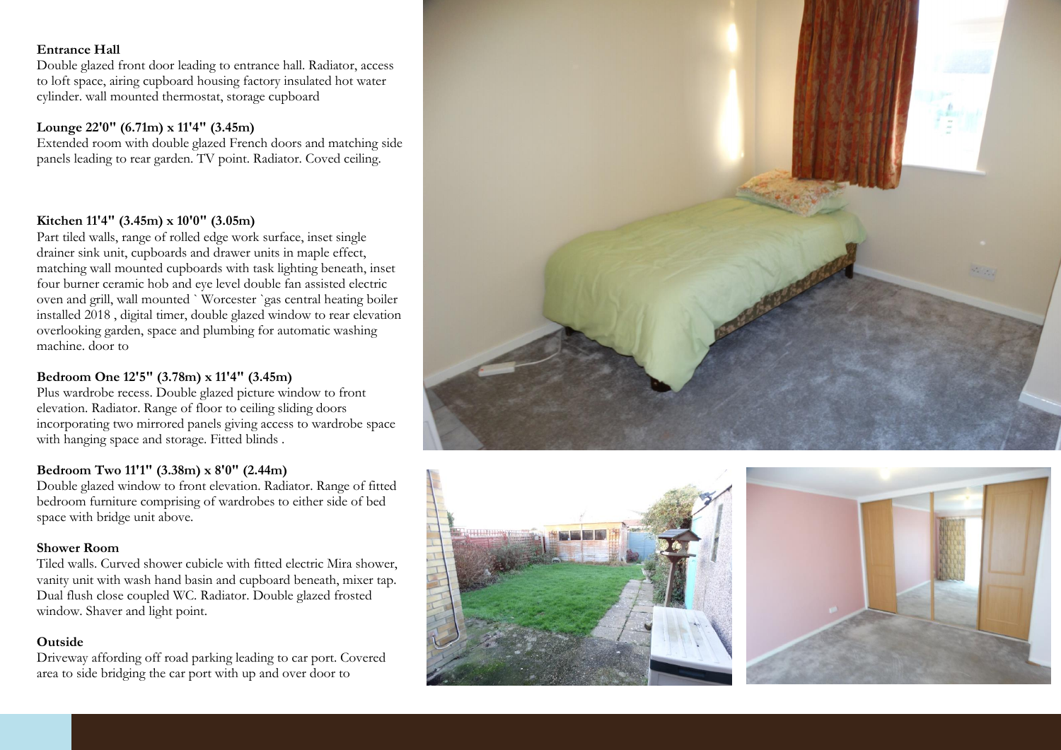**Entrance Hall**

Double glazed front door leading to entrance hall. Radiator, access to loft space, airing cupboard housing factory insulated hot water cylinder. wall mounted thermostat, storage cupboard

**Lounge 22'0" (6.71m) x 11'4" (3.45m)**

Extended room with double glazed French doors and matching side panels leading to rear garden. TV point. Radiator. Coved ceiling.

**Kitchen 11'4" (3.45m) x 10'0" (3.05m)**

Part tiled walls, range of rolled edge work surface, inset single drainer sink unit, cupboards and drawer units in maple effect, matching wall mounted cupboards with task lighting beneath, inset four burner ceramic hob and eye level double fan assisted electric oven and grill, wall mounted ` Worcester `gas central heating boiler installed 2018 , digital timer, double glazed window to rear elevation overlooking garden, space and plumbing for automatic washing machine. door to

**Bedroom One 12'5" (3.78m) x 11'4" (3.45m)**

Plus wardrobe recess. Double glazed picture window to front elevation. Radiator. Range of floor to ceiling sliding doors incorporating two mirrored panels giving access to wardrobe space with hanging space and storage. Fitted blinds .

**Bedroom Two 11'1" (3.38m) x 8'0" (2.44m)**

Double glazed window to front elevation. Radiator. Range of fitted bedroom furniture comprising of wardrobes to either side of bed space with bridge unit above.

**Shower Room**

Tiled walls. Curved shower cubicle with fitted electric Mira shower, vanity unit with wash hand basin and cupboard beneath, mixer tap. Dual flush close coupled WC. Radiator. Double glazed frosted window. Shaver and light point.

**Outside**

Driveway affording off road parking leading to car port. Covered area to side bridging the car port with up and over door to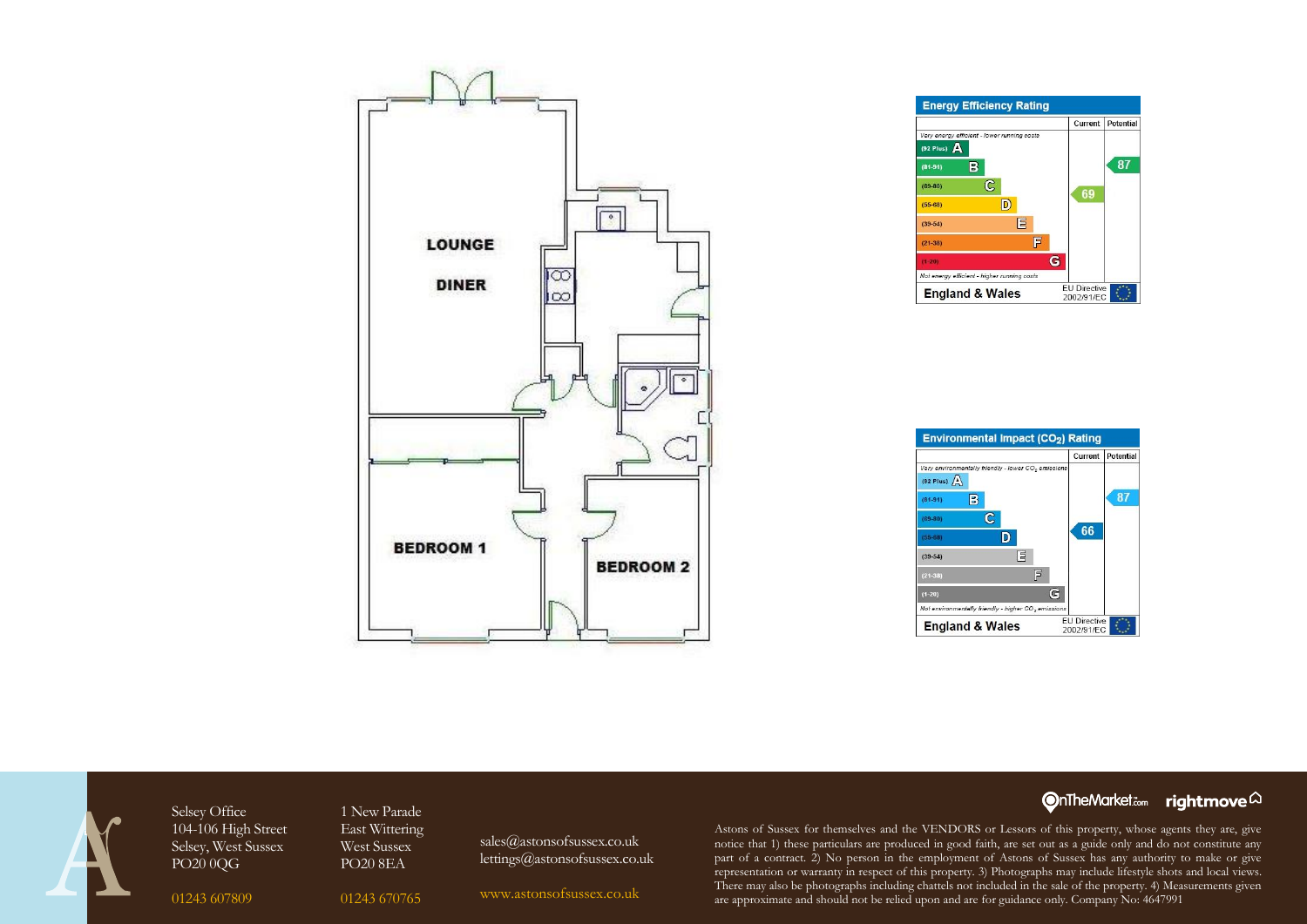LOUNGE

DINER

BEDROOM 1

BEDROOM 2

Energy Efficiency Rating

Current | Potential

Very energy efficient - lower running costs

(92 Plus) A

(81-91) B

(69-80) C

(55-68) D

(39-54) E

(21-38) F

(1-20) G

Not energy efficient - higher running costs

69

87

England & Wales

EU Directive 2002/91/EC

Environmental Impact ($CO_2$) Rating

Current | Potential

Very environmentally friendly - lower $CO_2$ emissions

(92 Plus) A

(81-91) B

(69-80) C

(55-68) D

(39-54) E

(21-38) F

(1-20) G

Not environmentally friendly - higher $CO_2$ emissions

66

87

England & Wales

EU Directive 2002/91/EC

Selsey Office
104-106 High Street
Selsey, West Sussex
PO20 0QG

01243 607809

1 New Parade
East Wittering
West Sussex
PO20 8EA

01243 670765

sales@astonsofsussex.co.uk
lettings@astonsofsussex.co.uk

www.astonsofsussex.co.uk

OnTheMarket.com rightmove

Astons of Sussex for themselves and the VENDORS or Lessors of this property, whose agents they are, give notice that 1) these particulars are produced in good faith, are set out as a guide only and do not constitute any part of a contract. 2) No person in the employment of Astons of Sussex has any authority to make or give representation or warranty in respect of this property. 3) Photographs may include lifestyle shots and local views. There may also be photographs including chattels not included in the sale of the property. 4) Measurements given are approximate and should not be relied upon and are for guidance only. Company No: 4647991